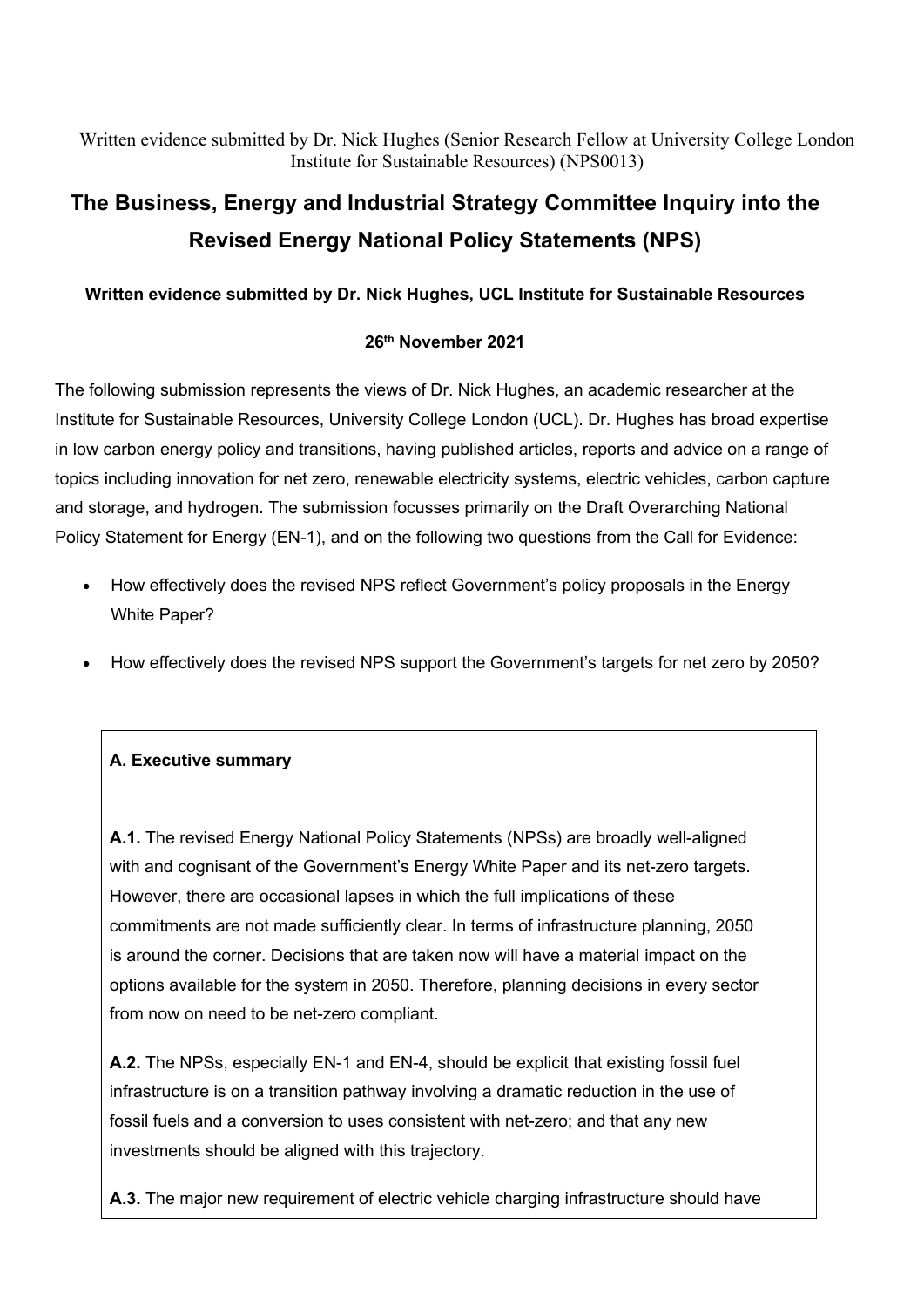Written evidence submitted by Dr. Nick Hughes (Senior Research Fellow at University College London Institute for Sustainable Resources) (NPS0013)

# The Business, Energy and Industrial Strategy Committee Inquiry into the Revised Energy National Policy Statements (NPS)

**Written evidence submitted by Dr. Nick Hughes, UCL Institute for Sustainable Resources**

**26th November 2021**

The following submission represents the views of Dr. Nick Hughes, an academic researcher at the Institute for Sustainable Resources, University College London (UCL). Dr. Hughes has broad expertise in low carbon energy policy and transitions, having published articles, reports and advice on a range of topics including innovation for net zero, renewable electricity systems, electric vehicles, carbon capture and storage, and hydrogen. The submission focusses primarily on the Draft Overarching National Policy Statement for Energy (EN-1), and on the following two questions from the Call for Evidence:

- How effectively does the revised NPS reflect Government's policy proposals in the Energy White Paper?
- How effectively does the revised NPS support the Government's targets for net zero by 2050?

## A. Executive summary

**A.1.** The revised Energy National Policy Statements (NPSs) are broadly well-aligned with and cognisant of the Government's Energy White Paper and its net-zero targets. However, there are occasional lapses in which the full implications of these commitments are not made sufficiently clear. In terms of infrastructure planning, 2050 is around the corner. Decisions that are taken now will have a material impact on the options available for the system in 2050. Therefore, planning decisions in every sector from now on need to be net-zero compliant.

**A.2.** The NPSs, especially EN-1 and EN-4, should be explicit that existing fossil fuel infrastructure is on a transition pathway involving a dramatic reduction in the use of fossil fuels and a conversion to uses consistent with net-zero; and that any new investments should be aligned with this trajectory.

**A.3.** The major new requirement of electric vehicle charging infrastructure should have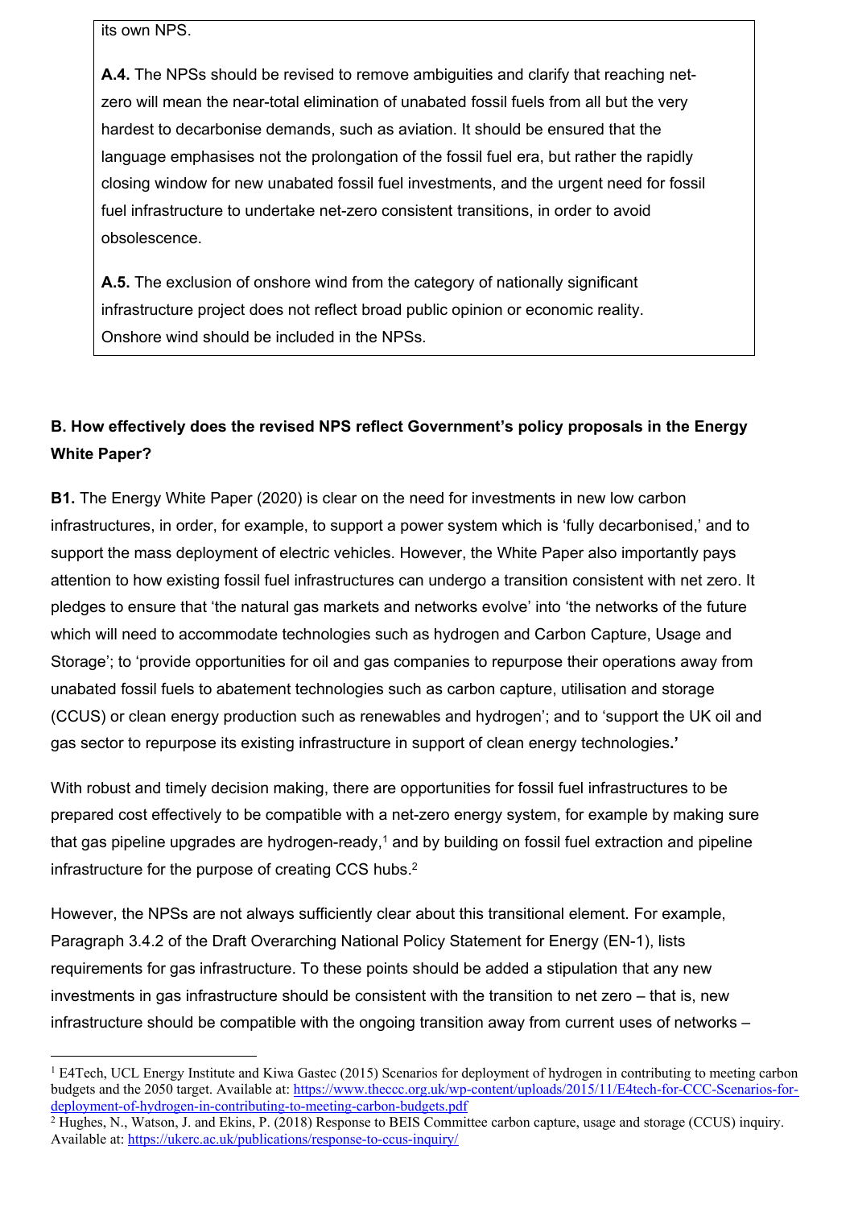its own NPS.

**A.4.** The NPSs should be revised to remove ambiguities and clarify that reaching net-zero will mean the near-total elimination of unabated fossil fuels from all but the very hardest to decarbonise demands, such as aviation. It should be ensured that the language emphasises not the prolongation of the fossil fuel era, but rather the rapidly closing window for new unabated fossil fuel investments, and the urgent need for fossil fuel infrastructure to undertake net-zero consistent transitions, in order to avoid obsolescence.

**A.5.** The exclusion of onshore wind from the category of nationally significant infrastructure project does not reflect broad public opinion or economic reality. Onshore wind should be included in the NPSs.

**B. How effectively does the revised NPS reflect Government's policy proposals in the Energy White Paper?**

**B1.** The Energy White Paper (2020) is clear on the need for investments in new low carbon infrastructures, in order, for example, to support a power system which is 'fully decarbonised,' and to support the mass deployment of electric vehicles. However, the White Paper also importantly pays attention to how existing fossil fuel infrastructures can undergo a transition consistent with net zero. It pledges to ensure that 'the natural gas markets and networks evolve' into 'the networks of the future which will need to accommodate technologies such as hydrogen and Carbon Capture, Usage and Storage'; to 'provide opportunities for oil and gas companies to repurpose their operations away from unabated fossil fuels to abatement technologies such as carbon capture, utilisation and storage (CCUS) or clean energy production such as renewables and hydrogen'; and to 'support the UK oil and gas sector to repurpose its existing infrastructure in support of clean energy technologies**.'**

With robust and timely decision making, there are opportunities for fossil fuel infrastructures to be prepared cost effectively to be compatible with a net-zero energy system, for example by making sure that gas pipeline upgrades are hydrogen-ready,[1] and by building on fossil fuel extraction and pipeline infrastructure for the purpose of creating CCS hubs.[2]

However, the NPSs are not always sufficiently clear about this transitional element. For example, Paragraph 3.4.2 of the Draft Overarching National Policy Statement for Energy (EN-1), lists requirements for gas infrastructure. To these points should be added a stipulation that any new investments in gas infrastructure should be consistent with the transition to net zero – that is, new infrastructure should be compatible with the ongoing transition away from current uses of networks –

---

[1] E4Tech, UCL Energy Institute and Kiwa Gastec (2015) Scenarios for deployment of hydrogen in contributing to meeting carbon budgets and the 2050 target. Available at: https://www.theccc.org.uk/wp-content/uploads/2015/11/E4tech-for-CCC-Scenarios-for-deployment-of-hydrogen-in-contributing-to-meeting-carbon-budgets.pdf

[2] Hughes, N., Watson, J. and Ekins, P. (2018) Response to BEIS Committee carbon capture, usage and storage (CCUS) inquiry. Available at: https://ukerc.ac.uk/publications/response-to-ccus-inquiry/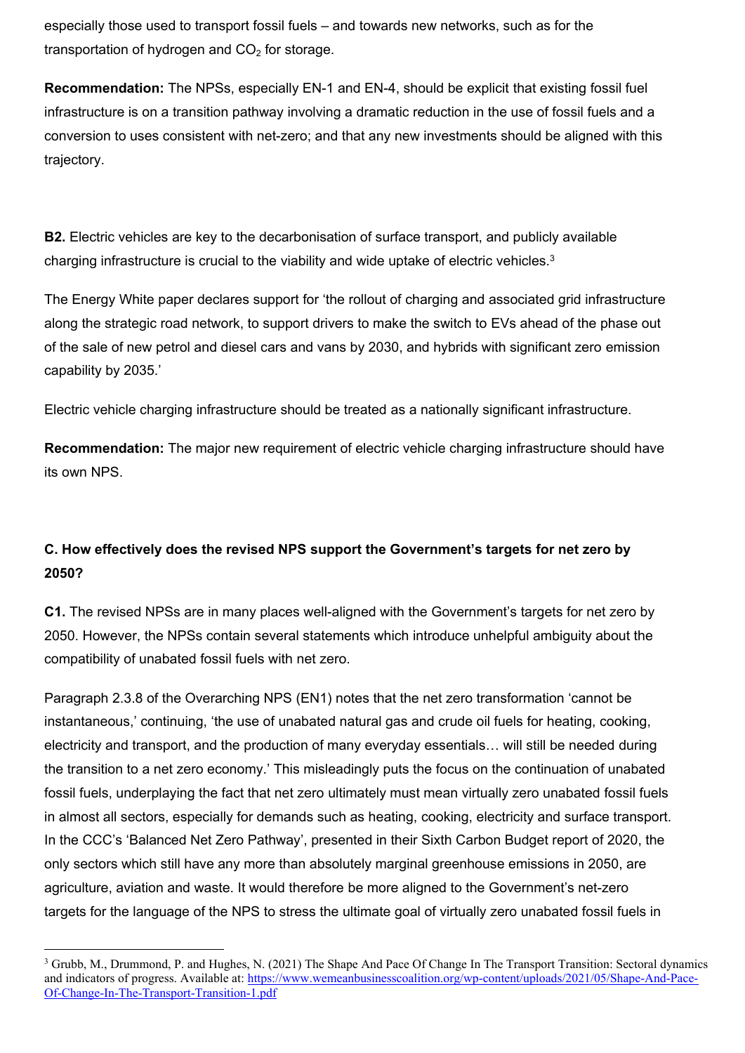especially those used to transport fossil fuels – and towards new networks, such as for the transportation of hydrogen and $CO_2$ for storage.

**Recommendation:** The NPSs, especially EN-1 and EN-4, should be explicit that existing fossil fuel infrastructure is on a transition pathway involving a dramatic reduction in the use of fossil fuels and a conversion to uses consistent with net-zero; and that any new investments should be aligned with this trajectory.

**B2.** Electric vehicles are key to the decarbonisation of surface transport, and publicly available charging infrastructure is crucial to the viability and wide uptake of electric vehicles.[3]

The Energy White paper declares support for 'the rollout of charging and associated grid infrastructure along the strategic road network, to support drivers to make the switch to EVs ahead of the phase out of the sale of new petrol and diesel cars and vans by 2030, and hybrids with significant zero emission capability by 2035.'

Electric vehicle charging infrastructure should be treated as a nationally significant infrastructure.

**Recommendation:** The major new requirement of electric vehicle charging infrastructure should have its own NPS.

**C. How effectively does the revised NPS support the Government's targets for net zero by 2050?**

**C1.** The revised NPSs are in many places well-aligned with the Government's targets for net zero by 2050. However, the NPSs contain several statements which introduce unhelpful ambiguity about the compatibility of unabated fossil fuels with net zero.

Paragraph 2.3.8 of the Overarching NPS (EN1) notes that the net zero transformation 'cannot be instantaneous,' continuing, 'the use of unabated natural gas and crude oil fuels for heating, cooking, electricity and transport, and the production of many everyday essentials… will still be needed during the transition to a net zero economy.' This misleadingly puts the focus on the continuation of unabated fossil fuels, underplaying the fact that net zero ultimately must mean virtually zero unabated fossil fuels in almost all sectors, especially for demands such as heating, cooking, electricity and surface transport. In the CCC's 'Balanced Net Zero Pathway', presented in their Sixth Carbon Budget report of 2020, the only sectors which still have any more than absolutely marginal greenhouse emissions in 2050, are agriculture, aviation and waste. It would therefore be more aligned to the Government's net-zero targets for the language of the NPS to stress the ultimate goal of virtually zero unabated fossil fuels in

[3] Grubb, M., Drummond, P. and Hughes, N. (2021) The Shape And Pace Of Change In The Transport Transition: Sectoral dynamics and indicators of progress. Available at: https://www.wemeanbusinesscoalition.org/wp-content/uploads/2021/05/Shape-And-Pace-Of-Change-In-The-Transport-Transition-1.pdf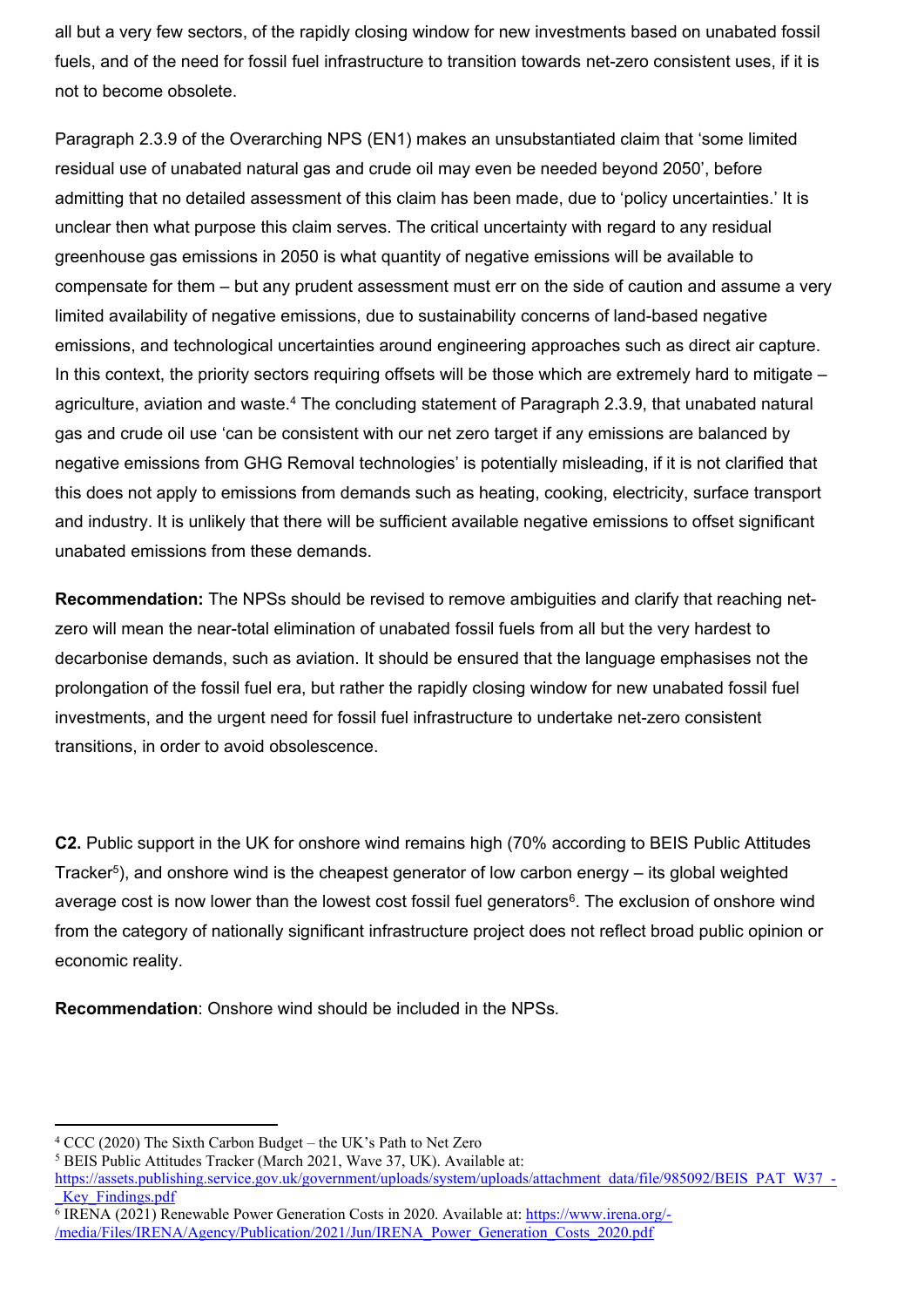all but a very few sectors, of the rapidly closing window for new investments based on unabated fossil fuels, and of the need for fossil fuel infrastructure to transition towards net-zero consistent uses, if it is not to become obsolete.

Paragraph 2.3.9 of the Overarching NPS (EN1) makes an unsubstantiated claim that 'some limited residual use of unabated natural gas and crude oil may even be needed beyond 2050', before admitting that no detailed assessment of this claim has been made, due to 'policy uncertainties.' It is unclear then what purpose this claim serves. The critical uncertainty with regard to any residual greenhouse gas emissions in 2050 is what quantity of negative emissions will be available to compensate for them – but any prudent assessment must err on the side of caution and assume a very limited availability of negative emissions, due to sustainability concerns of land-based negative emissions, and technological uncertainties around engineering approaches such as direct air capture. In this context, the priority sectors requiring offsets will be those which are extremely hard to mitigate – agriculture, aviation and waste.[4] The concluding statement of Paragraph 2.3.9, that unabated natural gas and crude oil use 'can be consistent with our net zero target if any emissions are balanced by negative emissions from GHG Removal technologies' is potentially misleading, if it is not clarified that this does not apply to emissions from demands such as heating, cooking, electricity, surface transport and industry. It is unlikely that there will be sufficient available negative emissions to offset significant unabated emissions from these demands.

**Recommendation:** The NPSs should be revised to remove ambiguities and clarify that reaching net-zero will mean the near-total elimination of unabated fossil fuels from all but the very hardest to decarbonise demands, such as aviation. It should be ensured that the language emphasises not the prolongation of the fossil fuel era, but rather the rapidly closing window for new unabated fossil fuel investments, and the urgent need for fossil fuel infrastructure to undertake net-zero consistent transitions, in order to avoid obsolescence.

**C2.** Public support in the UK for onshore wind remains high (70% according to BEIS Public Attitudes Tracker[5]), and onshore wind is the cheapest generator of low carbon energy – its global weighted average cost is now lower than the lowest cost fossil fuel generators[6]. The exclusion of onshore wind from the category of nationally significant infrastructure project does not reflect broad public opinion or economic reality.

**Recommendation**: Onshore wind should be included in the NPSs.

---

[4] CCC (2020) The Sixth Carbon Budget – the UK's Path to Net Zero

[5] BEIS Public Attitudes Tracker (March 2021, Wave 37, UK). Available at: https://assets.publishing.service.gov.uk/government/uploads/system/uploads/attachment_data/file/985092/BEIS_PAT_W37_-_Key_Findings.pdf

[6] IRENA (2021) Renewable Power Generation Costs in 2020. Available at: https://www.irena.org/-/media/Files/IRENA/Agency/Publication/2021/Jun/IRENA_Power_Generation_Costs_2020.pdf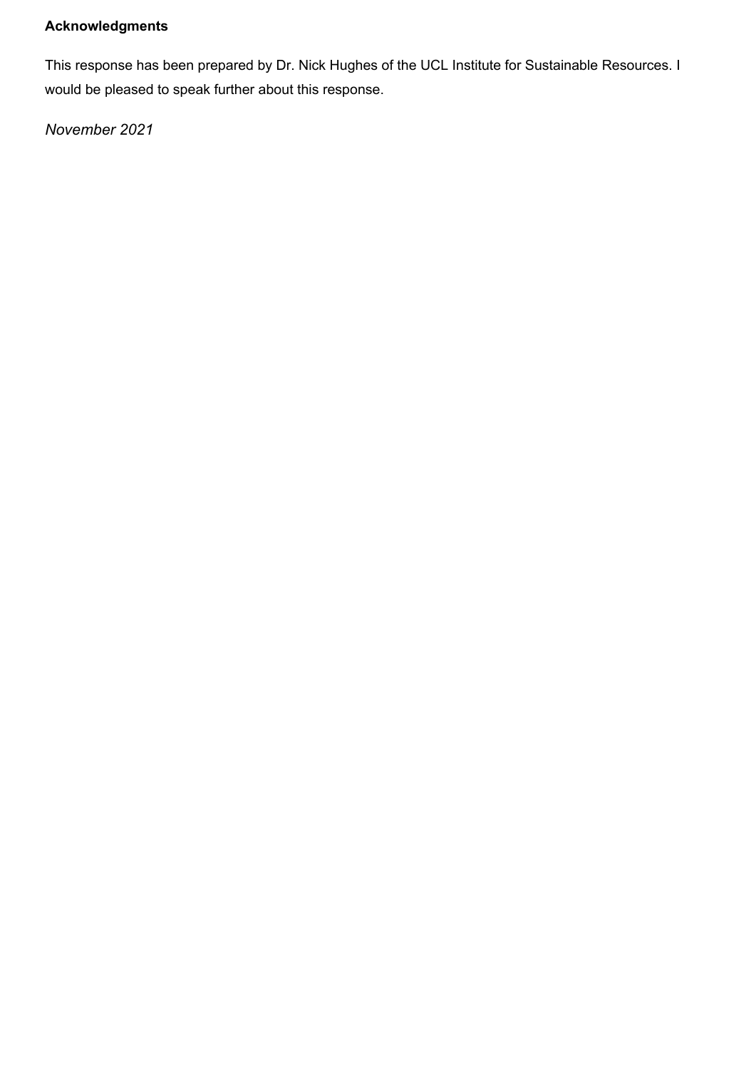**Acknowledgments**

This response has been prepared by Dr. Nick Hughes of the UCL Institute for Sustainable Resources. I would be pleased to speak further about this response.

*November 2021*